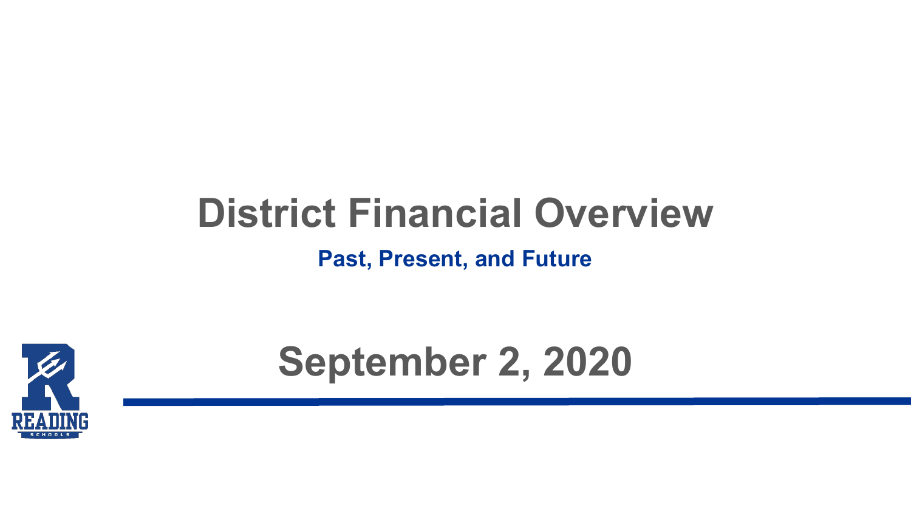# District Financial Overview

**Past, Present, and Future**

## September 2, 2020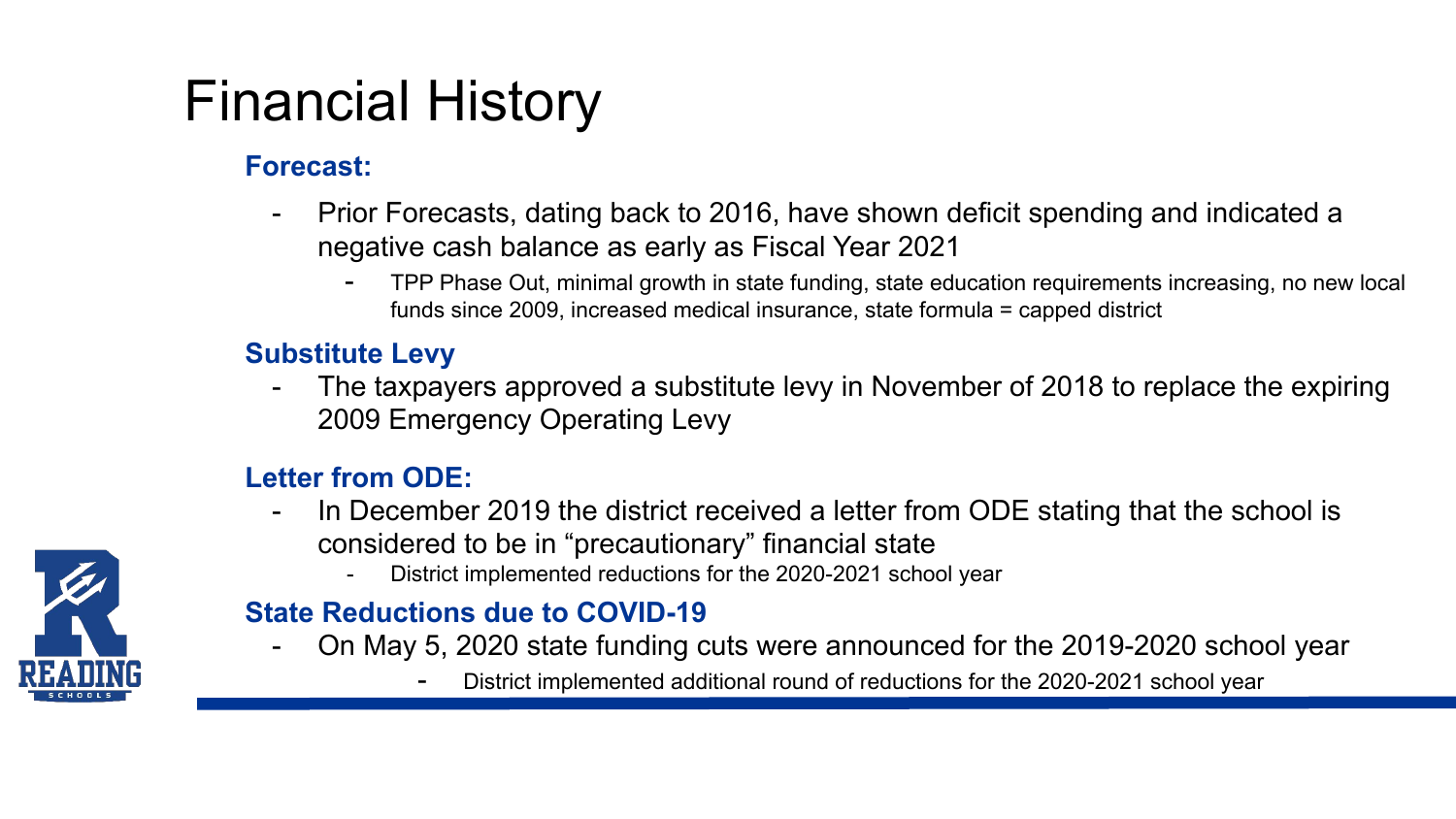# Financial History

**Forecast:**

- Prior Forecasts, dating back to 2016, have shown deficit spending and indicated a negative cash balance as early as Fiscal Year 2021
  - TPP Phase Out, minimal growth in state funding, state education requirements increasing, no new local funds since 2009, increased medical insurance, state formula = capped district

**Substitute Levy**

- The taxpayers approved a substitute levy in November of 2018 to replace the expiring 2009 Emergency Operating Levy

**Letter from ODE:**

- In December 2019 the district received a letter from ODE stating that the school is considered to be in "precautionary" financial state
  - District implemented reductions for the 2020-2021 school year

**State Reductions due to COVID-19**

- On May 5, 2020 state funding cuts were announced for the 2019-2020 school year
  - District implemented additional round of reductions for the 2020-2021 school year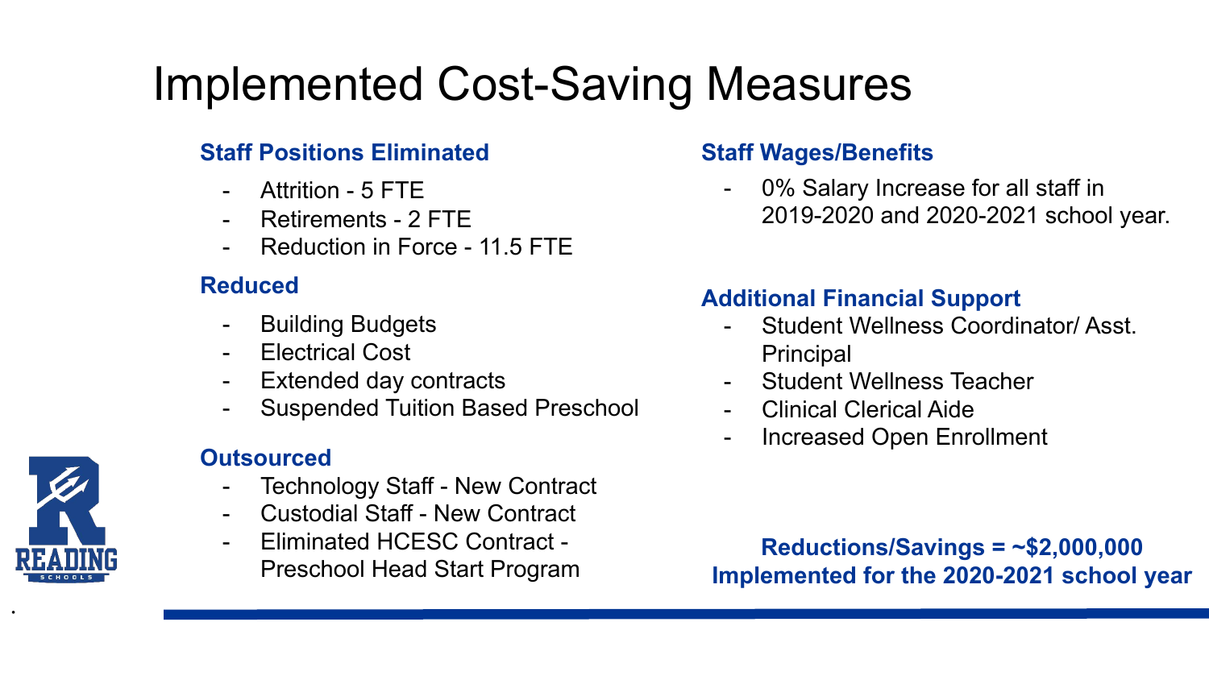# Implemented Cost-Saving Measures

**Staff Positions Eliminated**

- Attrition - 5 FTE
- Retirements - 2 FTE
- Reduction in Force - 11.5 FTE

**Reduced**

- Building Budgets
- Electrical Cost
- Extended day contracts
- Suspended Tuition Based Preschool

**Outsourced**

- Technology Staff - New Contract
- Custodial Staff - New Contract
- Eliminated HCESC Contract - Preschool Head Start Program

**Staff Wages/Benefits**

- 0% Salary Increase for all staff in 2019-2020 and 2020-2021 school year.

**Additional Financial Support**

- Student Wellness Coordinator/ Asst. Principal
- Student Wellness Teacher
- Clinical Clerical Aide
- Increased Open Enrollment

**Reductions/Savings = ~$2,000,000**
**Implemented for the 2020-2021 school year**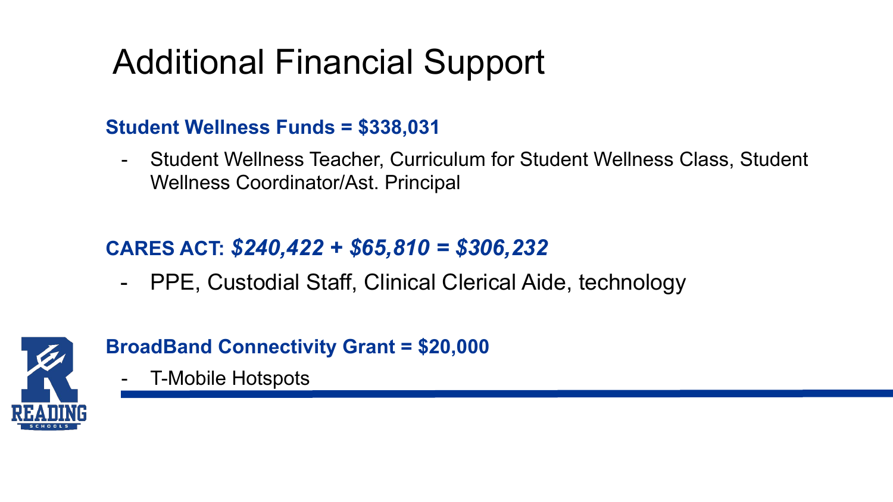# Additional Financial Support

**Student Wellness Funds = $338,031**

- Student Wellness Teacher, Curriculum for Student Wellness Class, Student Wellness Coordinator/Ast. Principal

**CARES ACT: *$240,422 + $65,810 = $306,232***

- PPE, Custodial Staff, Clinical Clerical Aide, technology

**BroadBand Connectivity Grant = $20,000**

- T-Mobile Hotspots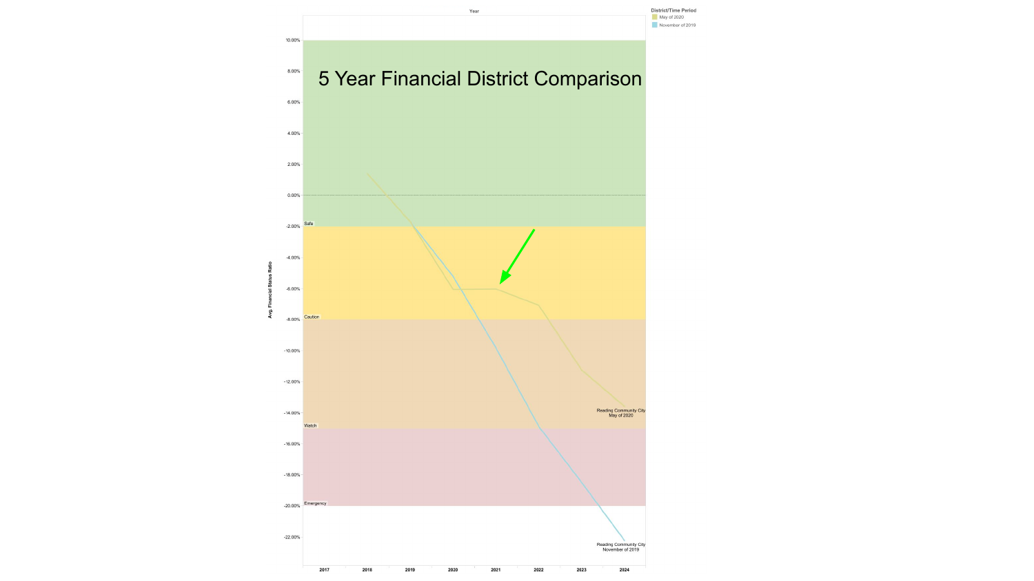# 5 Year Financial District Comparison

Year

**District/Time Period**
- May of 2020
- November of 2019

Avg. Financial Status Ratio

10.00%
8.00%
6.00%
4.00%
2.00%
0.00%
-2.00%
-4.00%
-6.00%
-8.00%
-10.00%
-12.00%
-14.00%
-16.00%
-18.00%
-20.00%
-22.00%

Safe

Caution

Watch

Emergency

Reading Community City
May of 2020

Reading Community City
November of 2019

2017 2018 2019 2020 2021 2022 2023 2024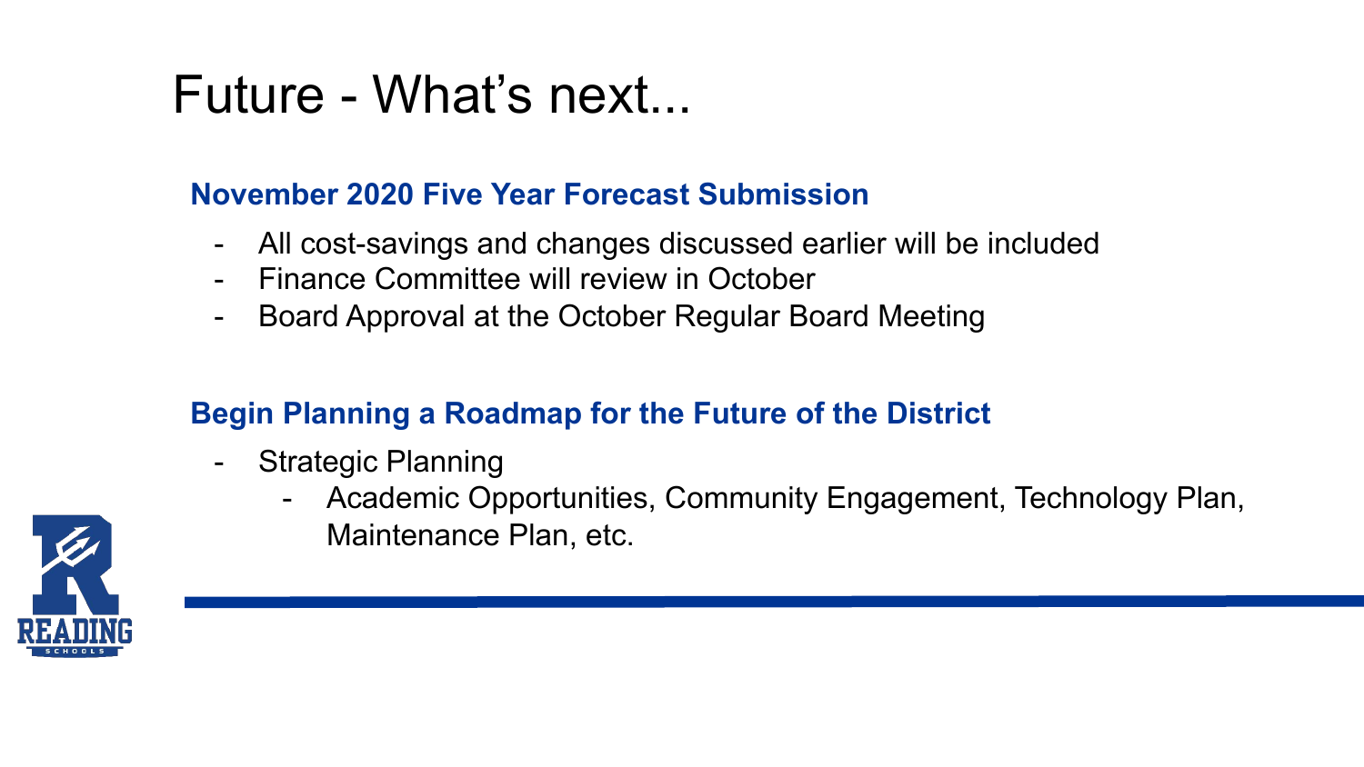# Future - What's next...

**November 2020 Five Year Forecast Submission**

- All cost-savings and changes discussed earlier will be included
- Finance Committee will review in October
- Board Approval at the October Regular Board Meeting

**Begin Planning a Roadmap for the Future of the District**

- Strategic Planning
  - Academic Opportunities, Community Engagement, Technology Plan, Maintenance Plan, etc.